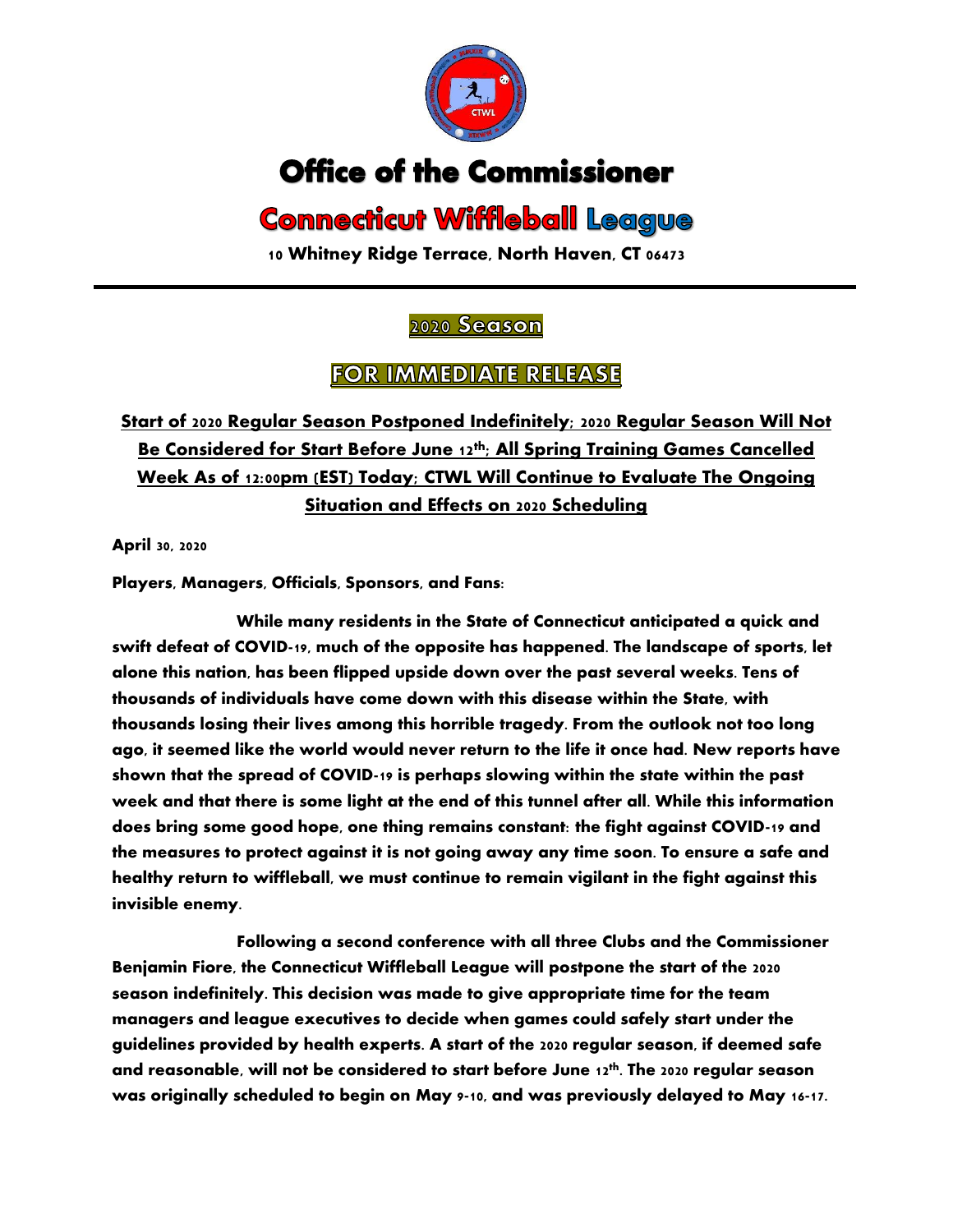# Office of the Commissioner

## Connecticut Wiffleball League

**10 Whitney Ridge Terrace, North Haven, CT 06473**

---

### 2020 Season

### FOR IMMEDIATE RELEASE

**Start of 2020 Regular Season Postponed Indefinitely; 2020 Regular Season Will Not Be Considered for Start Before June 12th; All Spring Training Games Cancelled Week As of 12:00pm (EST) Today; CTWL Will Continue to Evaluate The Ongoing Situation and Effects on 2020 Scheduling**

**April 30, 2020**

**Players, Managers, Officials, Sponsors, and Fans:**

**While many residents in the State of Connecticut anticipated a quick and swift defeat of COVID-19, much of the opposite has happened. The landscape of sports, let alone this nation, has been flipped upside down over the past several weeks. Tens of thousands of individuals have come down with this disease within the State, with thousands losing their lives among this horrible tragedy. From the outlook not too long ago, it seemed like the world would never return to the life it once had. New reports have shown that the spread of COVID-19 is perhaps slowing within the state within the past week and that there is some light at the end of this tunnel after all. While this information does bring some good hope, one thing remains constant: the fight against COVID-19 and the measures to protect against it is not going away any time soon. To ensure a safe and healthy return to wiffleball, we must continue to remain vigilant in the fight against this invisible enemy.**

**Following a second conference with all three Clubs and the Commissioner Benjamin Fiore, the Connecticut Wiffleball League will postpone the start of the 2020 season indefinitely. This decision was made to give appropriate time for the team managers and league executives to decide when games could safely start under the guidelines provided by health experts. A start of the 2020 regular season, if deemed safe and reasonable, will not be considered to start before June 12th. The 2020 regular season was originally scheduled to begin on May 9-10, and was previously delayed to May 16-17.**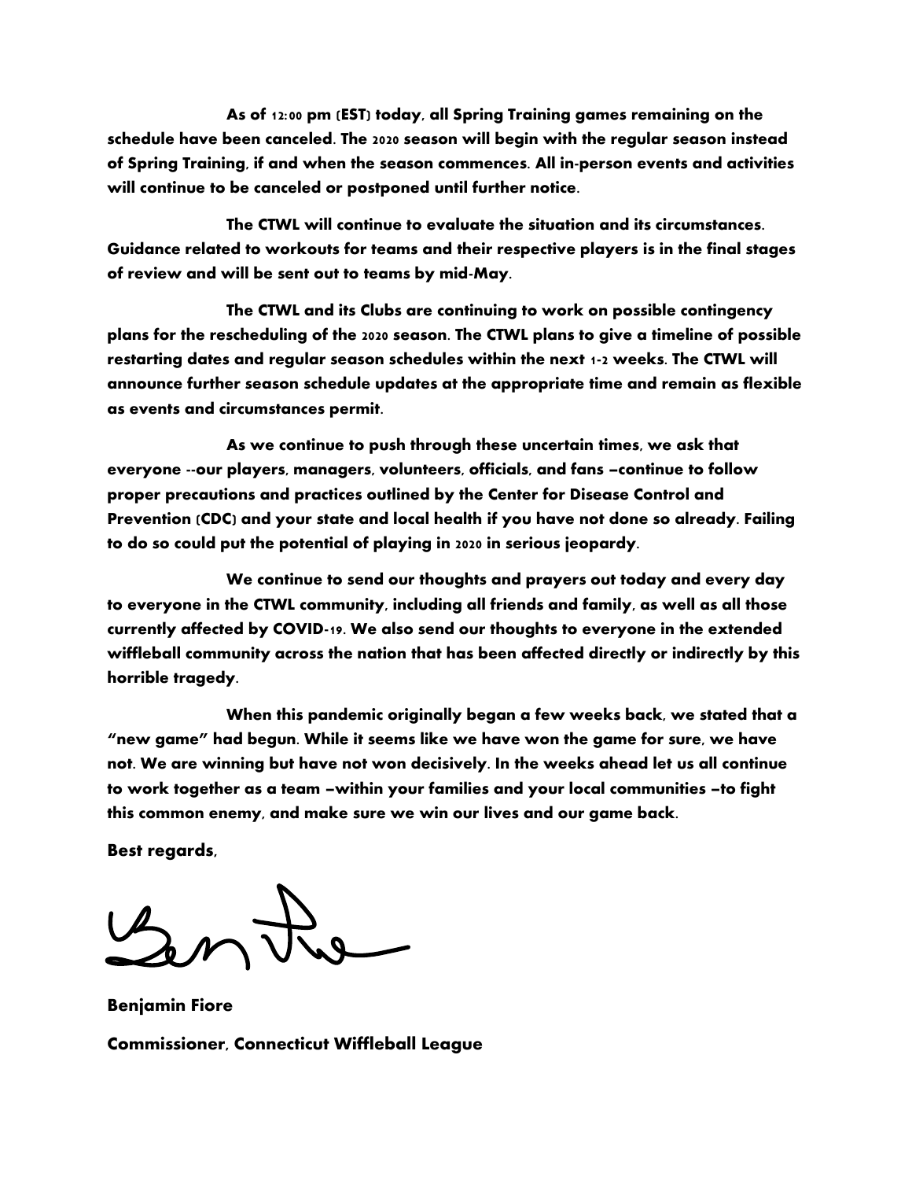**As of 12:00 pm (EST) today, all Spring Training games remaining on the schedule have been canceled. The 2020 season will begin with the regular season instead of Spring Training, if and when the season commences. All in-person events and activities will continue to be canceled or postponed until further notice.**

**The CTWL will continue to evaluate the situation and its circumstances. Guidance related to workouts for teams and their respective players is in the final stages of review and will be sent out to teams by mid-May.**

**The CTWL and its Clubs are continuing to work on possible contingency plans for the rescheduling of the 2020 season. The CTWL plans to give a timeline of possible restarting dates and regular season schedules within the next 1-2 weeks. The CTWL will announce further season schedule updates at the appropriate time and remain as flexible as events and circumstances permit.**

**As we continue to push through these uncertain times, we ask that everyone --our players, managers, volunteers, officials, and fans –continue to follow proper precautions and practices outlined by the Center for Disease Control and Prevention (CDC) and your state and local health if you have not done so already. Failing to do so could put the potential of playing in 2020 in serious jeopardy.**

**We continue to send our thoughts and prayers out today and every day to everyone in the CTWL community, including all friends and family, as well as all those currently affected by COVID-19. We also send our thoughts to everyone in the extended wiffleball community across the nation that has been affected directly or indirectly by this horrible tragedy.**

**When this pandemic originally began a few weeks back, we stated that a "new game" had begun. While it seems like we have won the game for sure, we have not. We are winning but have not won decisively. In the weeks ahead let us all continue to work together as a team –within your families and your local communities –to fight this common enemy, and make sure we win our lives and our game back.**

**Best regards,**

**Benjamin Fiore**

**Commissioner, Connecticut Wiffleball League**